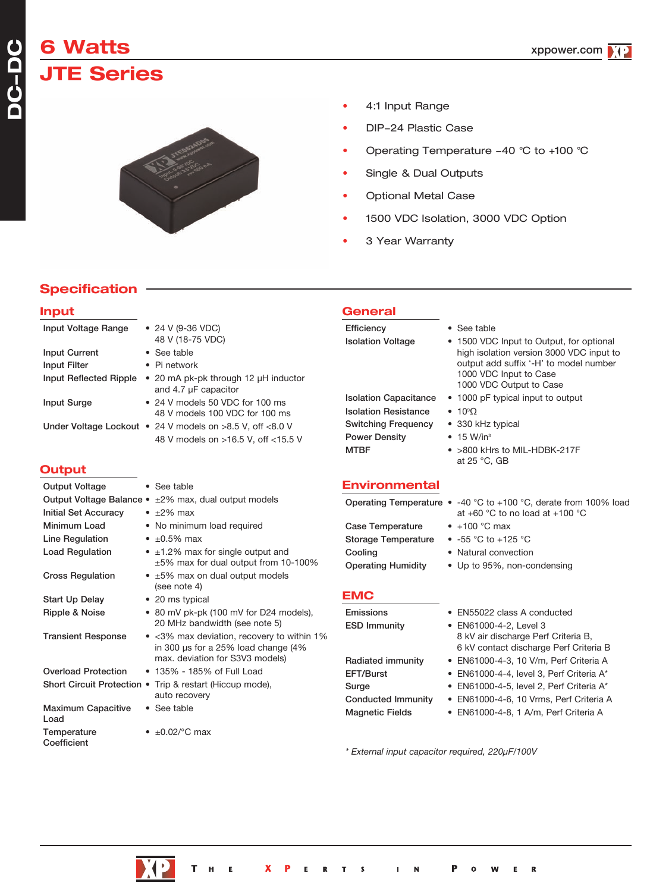# 6 Watts

# JTE Series

- 4:1 Input Range
- DIP–24 Plastic Case
- Operating Temperature –40 °C to +100 °C
- Single & Dual Outputs
- Optional Metal Case
- 1500 VDC Isolation, 3000 VDC Option
- 3 Year Warranty

## Specification

### Input

| | |
|---|---|
| Input Voltage Range | • 24 V (9-36 VDC)<br>48 V (18-75 VDC) |
| Input Current | • See table |
| Input Filter | • Pi network |
| Input Reflected Ripple | • 20 mA pk-pk through 12 µH inductor and 4.7 µF capacitor |
| Input Surge | • 24 V models 50 VDC for 100 ms<br>48 V models 100 VDC for 100 ms |
| Under Voltage Lockout | • 24 V models on >8.5 V, off <8.0 V<br>48 V models on >16.5 V, off <15.5 V |

### Output

| | |
|---|---|
| Output Voltage | • See table |
| Output Voltage Balance | • ±2% max, dual output models |
| Initial Set Accuracy | • ±2% max |
| Minimum Load | • No minimum load required |
| Line Regulation | • ±0.5% max |
| Load Regulation | • ±1.2% max for single output and ±5% max for dual output from 10-100% |
| Cross Regulation | • ±5% max on dual output models (see note 4) |
| Start Up Delay | • 20 ms typical |
| Ripple & Noise | • 80 mV pk-pk (100 mV for D24 models), 20 MHz bandwidth (see note 5) |
| Transient Response | • <3% max deviation, recovery to within 1% in 300 µs for a 25% load change (4% max. deviation for S3V3 models) |
| Overload Protection | • 135% - 185% of Full Load |
| Short Circuit Protection | • Trip & restart (Hiccup mode), auto recovery |
| Maximum Capacitive Load | • See table |
| Temperature Coefficient | • ±0.02/°C max |

### General

| | |
|---|---|
| Efficiency | • See table |
| Isolation Voltage | • 1500 VDC Input to Output, for optional high isolation version 3000 VDC input to output add suffix '-H' to model number<br>1000 VDC Input to Case<br>1000 VDC Output to Case |
| Isolation Capacitance | • 1000 pF typical input to output |
| Isolation Resistance | • $10^9\Omega$ |
| Switching Frequency | • 330 kHz typical |
| Power Density | • 15 W/in³ |
| MTBF | • >800 kHrs to MIL-HDBK-217F at 25 °C, GB |

### Environmental

| | |
|---|---|
| Operating Temperature | • -40 °C to +100 °C, derate from 100% load at +60 °C to no load at +100 °C |
| Case Temperature | • +100 °C max |
| Storage Temperature | • -55 °C to +125 °C |
| Cooling | • Natural convection |
| Operating Humidity | • Up to 95%, non-condensing |

### EMC

| | |
|---|---|
| Emissions | • EN55022 class A conducted |
| ESD Immunity | • EN61000-4-2, Level 3<br>8 kV air discharge Perf Criteria B,<br>6 kV contact discharge Perf Criteria B |
| Radiated immunity | • EN61000-4-3, 10 V/m, Perf Criteria A |
| EFT/Burst | • EN61000-4-4, level 3, Perf Criteria A* |
| Surge | • EN61000-4-5, level 2, Perf Criteria A* |
| Conducted Immunity | • EN61000-4-6, 10 Vrms, Perf Criteria A |
| Magnetic Fields | • EN61000-4-8, 1 A/m, Perf Criteria A |

*\* External input capacitor required, 220µF/100V*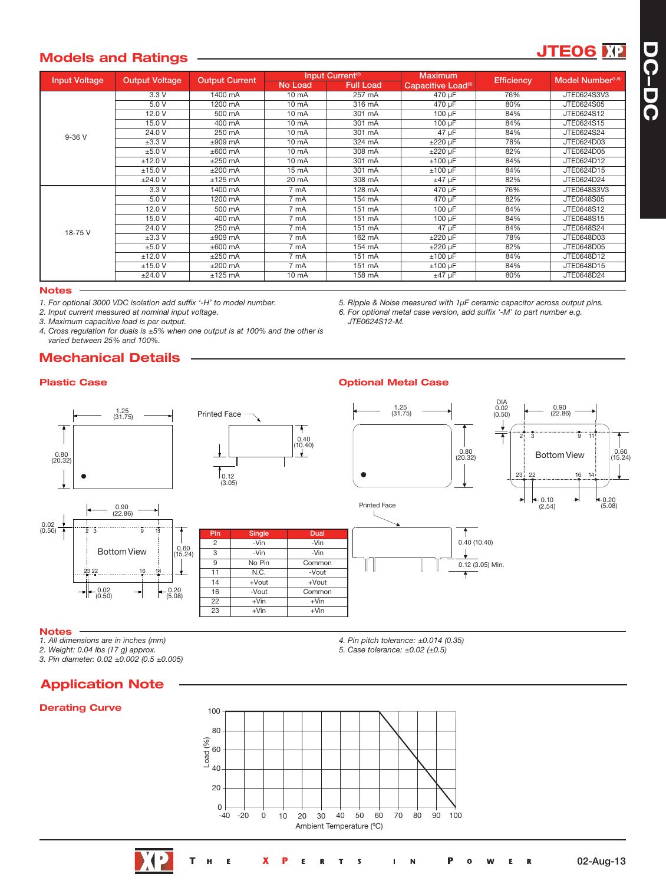## Models and Ratings

**JTE06**

| Input Voltage | Output Voltage | Output Current | Input Current[2] | | Maximum Capacitive Load[3] | Efficiency | Model Number[1,6] |
|---|---|---|---|---|---|---|---|
| | | | No Load | Full Load | | | |
| 9-36 V | 3.3 V | 1400 mA | 10 mA | 257 mA | 470 µF | 76% | JTE0624S3V3 |
| | 5.0 V | 1200 mA | 10 mA | 316 mA | 470 µF | 80% | JTE0624S05 |
| | 12.0 V | 500 mA | 10 mA | 301 mA | 100 µF | 84% | JTE0624S12 |
| | 15.0 V | 400 mA | 10 mA | 301 mA | 100 µF | 84% | JTE0624S15 |
| | 24.0 V | 250 mA | 10 mA | 301 mA | 47 µF | 84% | JTE0624S24 |
| | ±3.3 V | ±909 mA | 10 mA | 324 mA | ±220 µF | 78% | JTE0624D03 |
| | ±5.0 V | ±600 mA | 10 mA | 308 mA | ±220 µF | 82% | JTE0624D05 |
| | ±12.0 V | ±250 mA | 10 mA | 301 mA | ±100 µF | 84% | JTE0624D12 |
| | ±15.0 V | ±200 mA | 15 mA | 301 mA | ±100 µF | 84% | JTE0624D15 |
| | ±24.0 V | ±125 mA | 20 mA | 308 mA | ±47 µF | 82% | JTE0624D24 |
| 18-75 V | 3.3 V | 1400 mA | 7 mA | 128 mA | 470 µF | 76% | JTE0648S3V3 |
| | 5.0 V | 1200 mA | 7 mA | 154 mA | 470 µF | 82% | JTE0648S05 |
| | 12.0 V | 500 mA | 7 mA | 151 mA | 100 µF | 84% | JTE0648S12 |
| | 15.0 V | 400 mA | 7 mA | 151 mA | 100 µF | 84% | JTE0648S15 |
| | 24.0 V | 250 mA | 7 mA | 151 mA | 47 µF | 84% | JTE0648S24 |
| | ±3.3 V | ±909 mA | 7 mA | 162 mA | ±220 µF | 78% | JTE0648D03 |
| | ±5.0 V | ±600 mA | 7 mA | 154 mA | ±220 µF | 82% | JTE0648D05 |
| | ±12.0 V | ±250 mA | 7 mA | 151 mA | ±100 µF | 84% | JTE0648D12 |
| | ±15.0 V | ±200 mA | 7 mA | 151 mA | ±100 µF | 84% | JTE0648D15 |
| | ±24.0 V | ±125 mA | 10 mA | 158 mA | ±47 µF | 80% | JTE0648D24 |

### Notes

*1. For optional 3000 VDC isolation add suffix '-H' to model number.*
*2. Input current measured at nominal input voltage.*
*3. Maximum capacitive load is per output.*
*4. Cross regulation for duals is ±5% when one output is at 100% and the other is varied between 25% and 100%.*
*5. Ripple & Noise measured with 1µF ceramic capacitor across output pins.*
*6. For optional metal case version, add suffix '-M' to part number e.g. JTE0624S12-M.*

## Mechanical Details

### Plastic Case

1.25 (31.75)
0.80 (20.32)
Printed Face
0.40 (10.40)
0.12 (3.05)
0.90 (22.86)
0.02 (0.50)
Bottom View
0.60 (15.24)
0.02 (0.50)
0.20 (5.08)
2 3 9 11 23 22 16 14

| Pin | Single | Dual |
|---|---|---|
| 2 | -Vin | -Vin |
| 3 | -Vin | -Vin |
| 9 | No Pin | Common |
| 11 | N.C. | -Vout |
| 14 | +Vout | +Vout |
| 16 | -Vout | Common |
| 22 | +Vin | +Vin |
| 23 | +Vin | +Vin |

### Optional Metal Case

1.25 (31.75)
0.80 (20.32)
DIA 0.02 (0.50)
0.90 (22.86)
Bottom View
0.60 (15.24)
0.10 (2.54)
0.20 (5.08)
2 3 9 11 23 22 16 14
Printed Face
0.40 (10.40)
0.12 (3.05) Min.

### Notes

*1. All dimensions are in inches (mm)*
*2. Weight: 0.04 lbs (17 g) approx.*
*3. Pin diameter: 0.02 ±0.002 (0.5 ±0.005)*
*4. Pin pitch tolerance: ±0.014 (0.35)*
*5. Case tolerance: ±0.02 (±0.5)*

## Application Note

### Derating Curve

Load (%)
100
80
60
40
20
0
-40 -20 0 10 20 30 40 50 60 70 80 90 100
Ambient Temperature (ºC)